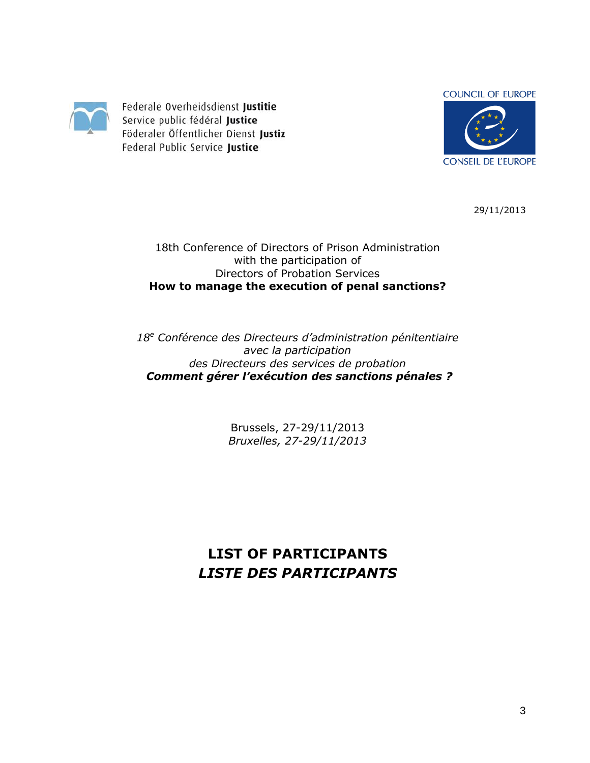Federale Overheidsdienst **Justitie**
Service public fédéral **Justice**
Föderaler Öffentlicher Dienst **Justiz**
Federal Public Service **Justice**

COUNCIL OF EUROPE
CONSEIL DE L'EUROPE

29/11/2013

18th Conference of Directors of Prison Administration
with the participation of
Directors of Probation Services
**How to manage the execution of penal sanctions?**

*18[e] Conférence des Directeurs d'administration pénitentiaire*
*avec la participation*
*des Directeurs des services de probation*
***Comment gérer l'exécution des sanctions pénales ?***

Brussels, 27-29/11/2013
*Bruxelles, 27-29/11/2013*

# LIST OF PARTICIPANTS
# *LISTE DES PARTICIPANTS*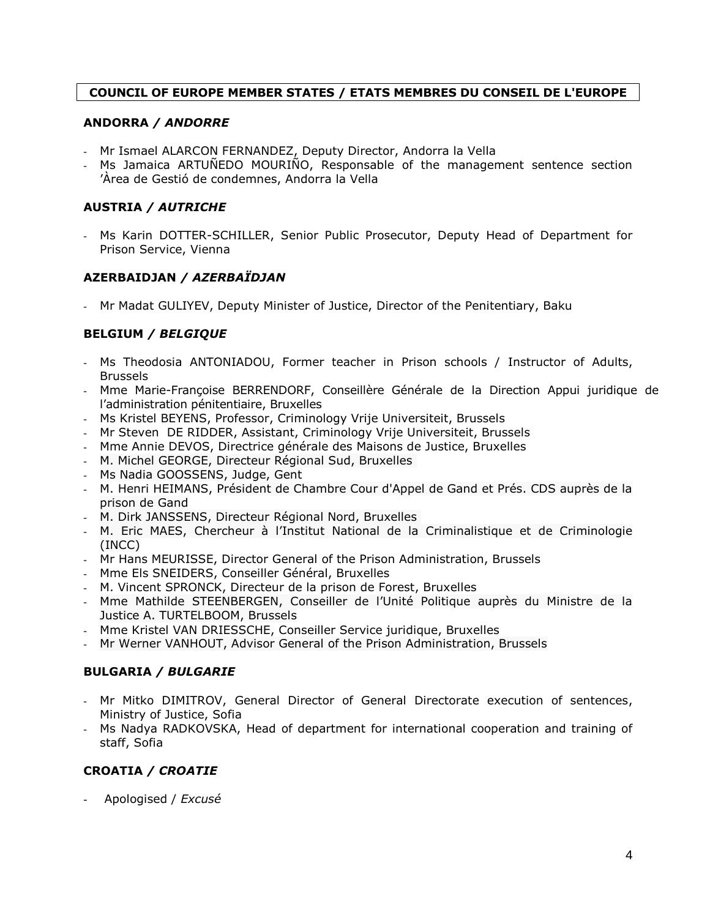**COUNCIL OF EUROPE MEMBER STATES / ETATS MEMBRES DU CONSEIL DE L'EUROPE**

**ANDORRA / *ANDORRE***

- Mr Ismael ALARCON FERNANDEZ, Deputy Director, Andorra la Vella
- Ms Jamaica ARTUÑEDO MOURIÑO, Responsable of the management sentence section 'Àrea de Gestió de condemnes, Andorra la Vella

**AUSTRIA / *AUTRICHE***

- Ms Karin DOTTER-SCHILLER, Senior Public Prosecutor, Deputy Head of Department for Prison Service, Vienna

**AZERBAIDJAN / *AZERBAÏDJAN***

- Mr Madat GULIYEV, Deputy Minister of Justice, Director of the Penitentiary, Baku

**BELGIUM / *BELGIQUE***

- Ms Theodosia ANTONIADOU, Former teacher in Prison schools / Instructor of Adults, Brussels
- Mme Marie-Françoise BERRENDORF, Conseillère Générale de la Direction Appui juridique de l'administration pénitentiaire, Bruxelles
- Ms Kristel BEYENS, Professor, Criminology Vrije Universiteit, Brussels
- Mr Steven DE RIDDER, Assistant, Criminology Vrije Universiteit, Brussels
- Mme Annie DEVOS, Directrice générale des Maisons de Justice, Bruxelles
- M. Michel GEORGE, Directeur Régional Sud, Bruxelles
- Ms Nadia GOOSSENS, Judge, Gent
- M. Henri HEIMANS, Président de Chambre Cour d'Appel de Gand et Prés. CDS auprès de la prison de Gand
- M. Dirk JANSSENS, Directeur Régional Nord, Bruxelles
- M. Eric MAES, Chercheur à l'Institut National de la Criminalistique et de Criminologie (INCC)
- Mr Hans MEURISSE, Director General of the Prison Administration, Brussels
- Mme Els SNEIDERS, Conseiller Général, Bruxelles
- M. Vincent SPRONCK, Directeur de la prison de Forest, Bruxelles
- Mme Mathilde STEENBERGEN, Conseiller de l'Unité Politique auprès du Ministre de la Justice A. TURTELBOOM, Brussels
- Mme Kristel VAN DRIESSCHE, Conseiller Service juridique, Bruxelles
- Mr Werner VANHOUT, Advisor General of the Prison Administration, Brussels

**BULGARIA / *BULGARIE***

- Mr Mitko DIMITROV, General Director of General Directorate execution of sentences, Ministry of Justice, Sofia
- Ms Nadya RADKOVSKA, Head of department for international cooperation and training of staff, Sofia

**CROATIA / *CROATIE***

- Apologised / *Excusé*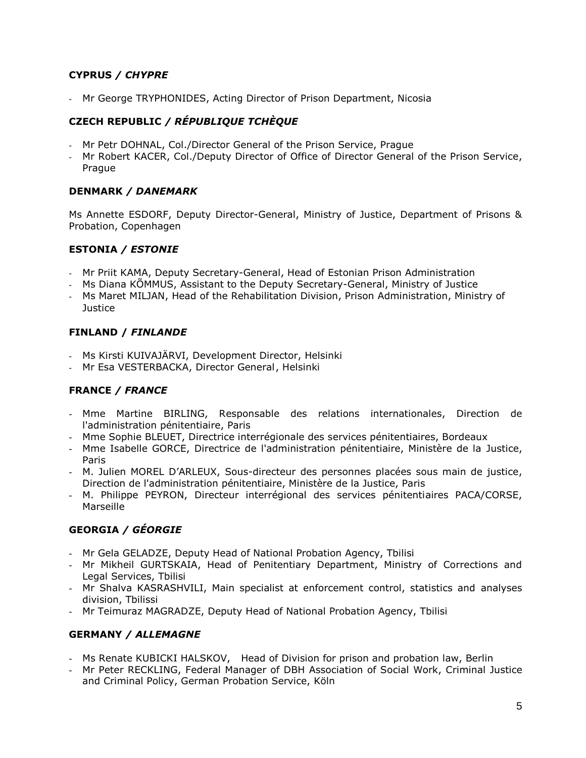### CYPRUS / *CHYPRE*

- Mr George TRYPHONIDES, Acting Director of Prison Department, Nicosia

### CZECH REPUBLIC / *RÉPUBLIQUE TCHÈQUE*

- Mr Petr DOHNAL, Col./Director General of the Prison Service, Prague
- Mr Robert KACER, Col./Deputy Director of Office of Director General of the Prison Service, Prague

### DENMARK / *DANEMARK*

Ms Annette ESDORF, Deputy Director-General, Ministry of Justice, Department of Prisons & Probation, Copenhagen

### ESTONIA / *ESTONIE*

- Mr Priit KAMA, Deputy Secretary-General, Head of Estonian Prison Administration
- Ms Diana KÕMMUS, Assistant to the Deputy Secretary-General, Ministry of Justice
- Ms Maret MILJAN, Head of the Rehabilitation Division, Prison Administration, Ministry of Justice

### FINLAND / *FINLANDE*

- Ms Kirsti KUIVAJÄRVI, Development Director, Helsinki
- Mr Esa VESTERBACKA, Director General, Helsinki

### FRANCE / *FRANCE*

- Mme Martine BIRLING, Responsable des relations internationales, Direction de l'administration pénitentiaire, Paris
- Mme Sophie BLEUET, Directrice interrégionale des services pénitentiaires, Bordeaux
- Mme Isabelle GORCE, Directrice de l'administration pénitentiaire, Ministère de la Justice, Paris
- M. Julien MOREL D'ARLEUX, Sous-directeur des personnes placées sous main de justice, Direction de l'administration pénitentiaire, Ministère de la Justice, Paris
- M. Philippe PEYRON, Directeur interrégional des services pénitentiaires PACA/CORSE, Marseille

### GEORGIA / *GÉORGIE*

- Mr Gela GELADZE, Deputy Head of National Probation Agency, Tbilisi
- Mr Mikheil GURTSKAIA, Head of Penitentiary Department, Ministry of Corrections and Legal Services, Tbilisi
- Mr Shalva KASRASHVILI, Main specialist at enforcement control, statistics and analyses division, Tbilissi
- Mr Teimuraz MAGRADZE, Deputy Head of National Probation Agency, Tbilisi

### GERMANY / *ALLEMAGNE*

- Ms Renate KUBICKI HALSKOV, Head of Division for prison and probation law, Berlin
- Mr Peter RECKLING, Federal Manager of DBH Association of Social Work, Criminal Justice and Criminal Policy, German Probation Service, Köln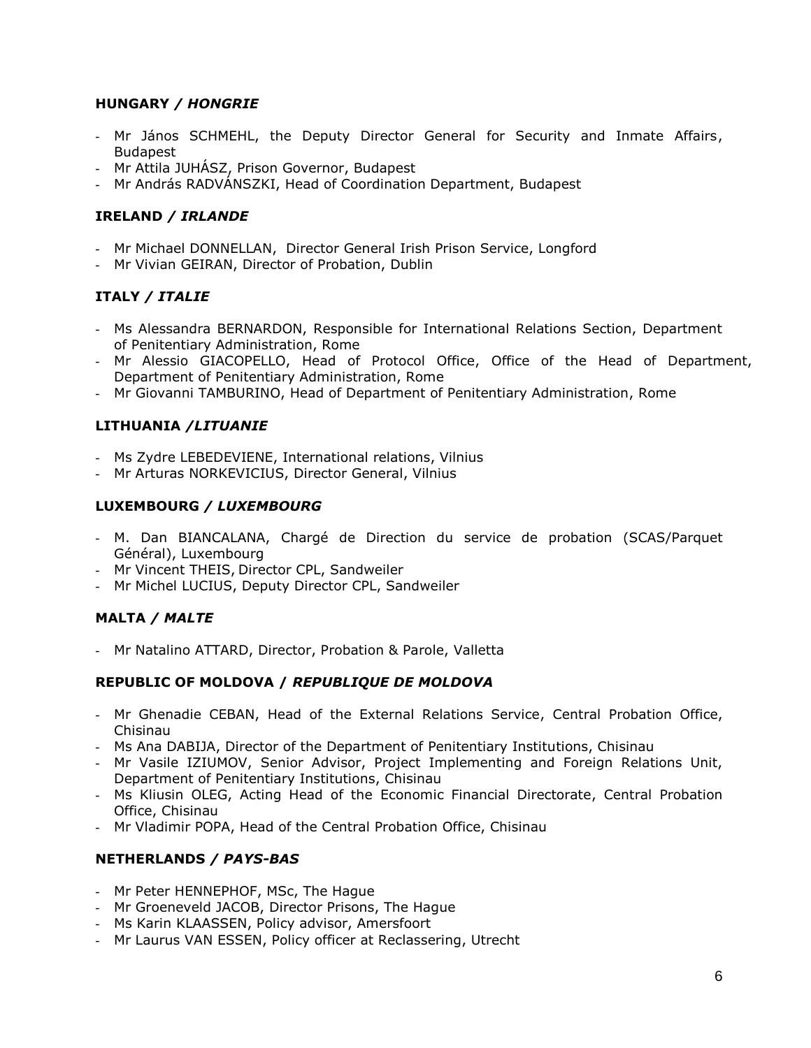**HUNGARY / *HONGRIE***

- Mr János SCHMEHL, the Deputy Director General for Security and Inmate Affairs, Budapest
- Mr Attila JUHÁSZ, Prison Governor, Budapest
- Mr András RADVÁNSZKI, Head of Coordination Department, Budapest

**IRELAND / *IRLANDE***

- Mr Michael DONNELLAN, Director General Irish Prison Service, Longford
- Mr Vivian GEIRAN, Director of Probation, Dublin

**ITALY / *ITALIE***

- Ms Alessandra BERNARDON, Responsible for International Relations Section, Department of Penitentiary Administration, Rome
- Mr Alessio GIACOPELLO, Head of Protocol Office, Office of the Head of Department, Department of Penitentiary Administration, Rome
- Mr Giovanni TAMBURINO, Head of Department of Penitentiary Administration, Rome

**LITHUANIA /*LITUANIE***

- Ms Zydre LEBEDEVIENE, International relations, Vilnius
- Mr Arturas NORKEVICIUS, Director General, Vilnius

**LUXEMBOURG / *LUXEMBOURG***

- M. Dan BIANCALANA, Chargé de Direction du service de probation (SCAS/Parquet Général), Luxembourg
- Mr Vincent THEIS, Director CPL, Sandweiler
- Mr Michel LUCIUS, Deputy Director CPL, Sandweiler

**MALTA / *MALTE***

- Mr Natalino ATTARD, Director, Probation & Parole, Valletta

**REPUBLIC OF MOLDOVA / *REPUBLIQUE DE MOLDOVA***

- Mr Ghenadie CEBAN, Head of the External Relations Service, Central Probation Office, Chisinau
- Ms Ana DABIJA, Director of the Department of Penitentiary Institutions, Chisinau
- Mr Vasile IZIUMOV, Senior Advisor, Project Implementing and Foreign Relations Unit, Department of Penitentiary Institutions, Chisinau
- Ms Kliusin OLEG, Acting Head of the Economic Financial Directorate, Central Probation Office, Chisinau
- Mr Vladimir POPA, Head of the Central Probation Office, Chisinau

**NETHERLANDS / *PAYS-BAS***

- Mr Peter HENNEPHOF, MSc, The Hague
- Mr Groeneveld JACOB, Director Prisons, The Hague
- Ms Karin KLAASSEN, Policy advisor, Amersfoort
- Mr Laurus VAN ESSEN, Policy officer at Reclassering, Utrecht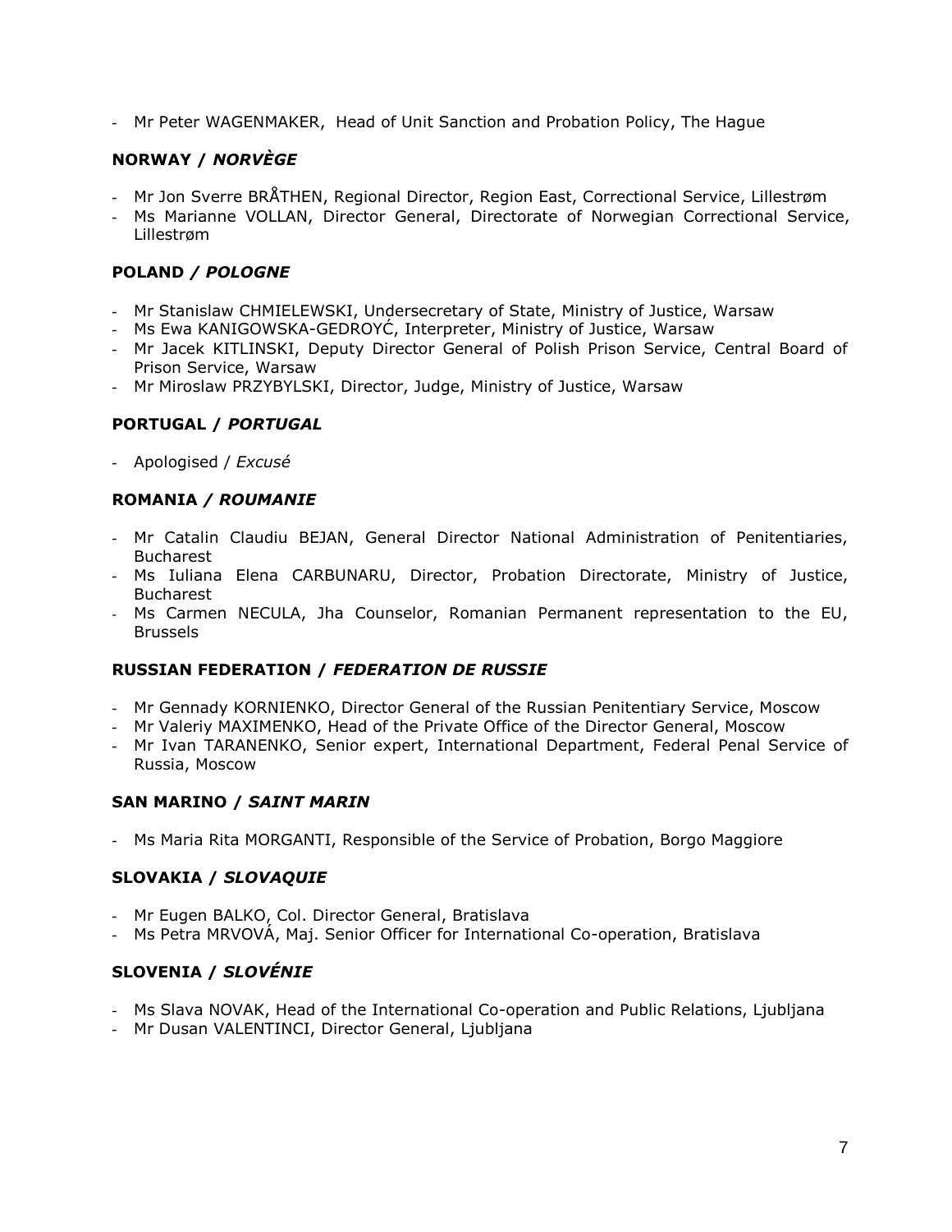- Mr Peter WAGENMAKER, Head of Unit Sanction and Probation Policy, The Hague

### NORWAY / *NORVÈGE*

- Mr Jon Sverre BRÅTHEN, Regional Director, Region East, Correctional Service, Lillestrøm
- Ms Marianne VOLLAN, Director General, Directorate of Norwegian Correctional Service, Lillestrøm

### POLAND */ POLOGNE*

- Mr Stanislaw CHMIELEWSKI, Undersecretary of State, Ministry of Justice, Warsaw
- Ms Ewa KANIGOWSKA-GEDROYĆ, Interpreter, Ministry of Justice, Warsaw
- Mr Jacek KITLINSKI, Deputy Director General of Polish Prison Service, Central Board of Prison Service, Warsaw
- Mr Miroslaw PRZYBYLSKI, Director, Judge, Ministry of Justice, Warsaw

### PORTUGAL / *PORTUGAL*

- Apologised / *Excusé*

### ROMANIA */ ROUMANIE*

- Mr Catalin Claudiu BEJAN, General Director National Administration of Penitentiaries, Bucharest
- Ms Iuliana Elena CARBUNARU, Director, Probation Directorate, Ministry of Justice, Bucharest
- Ms Carmen NECULA, Jha Counselor, Romanian Permanent representation to the EU, Brussels

### RUSSIAN FEDERATION / *FEDERATION DE RUSSIE*

- Mr Gennady KORNIENKO, Director General of the Russian Penitentiary Service, Moscow
- Mr Valeriy MAXIMENKO, Head of the Private Office of the Director General, Moscow
- Mr Ivan TARANENKO, Senior expert, International Department, Federal Penal Service of Russia, Moscow

### SAN MARINO / *SAINT MARIN*

- Ms Maria Rita MORGANTI, Responsible of the Service of Probation, Borgo Maggiore

### SLOVAKIA / *SLOVAQUIE*

- Mr Eugen BALKO, Col. Director General, Bratislava
- Ms Petra MRVOVÁ, Maj. Senior Officer for International Co-operation, Bratislava

### SLOVENIA / *SLOVÉNIE*

- Ms Slava NOVAK, Head of the International Co-operation and Public Relations, Ljubljana
- Mr Dusan VALENTINCI, Director General, Ljubljana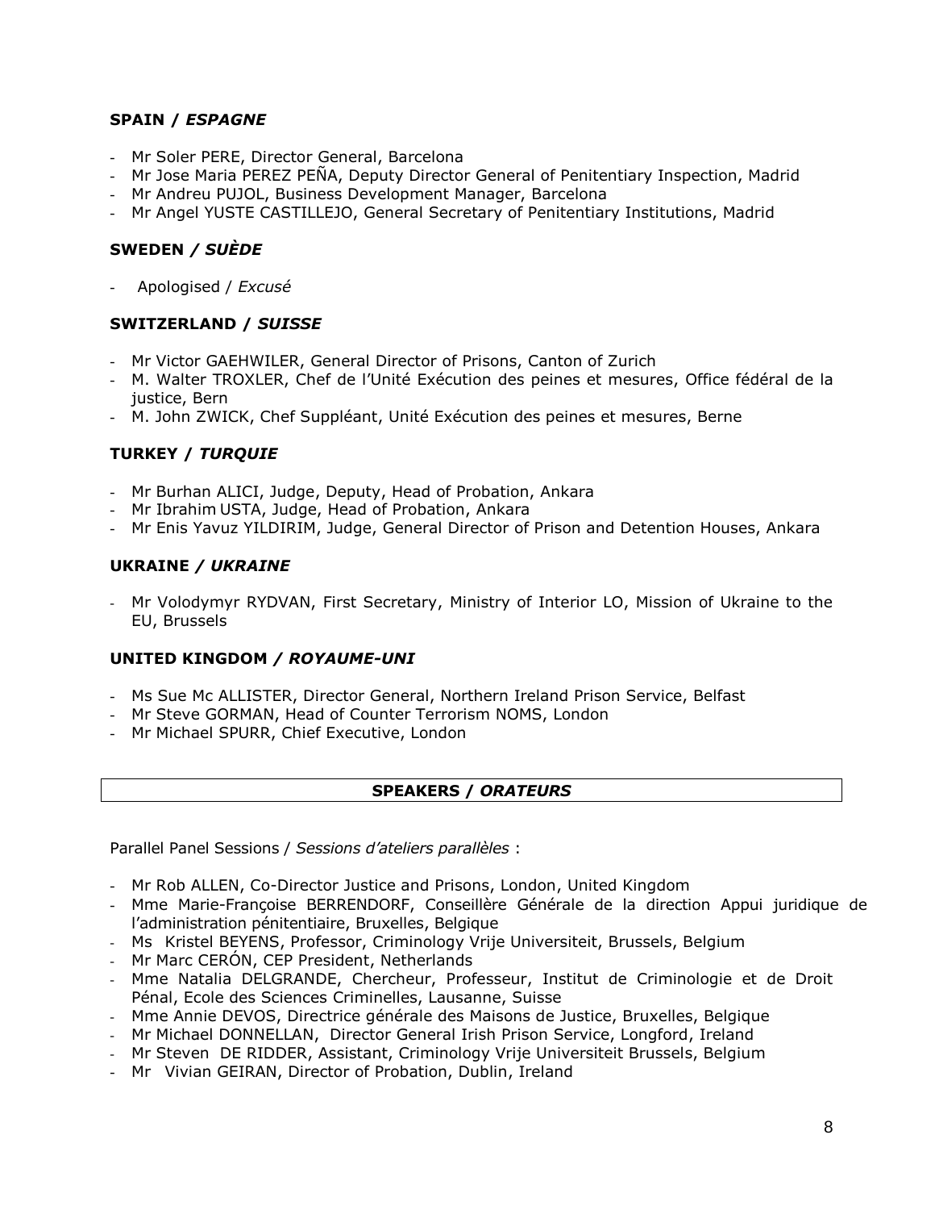### SPAIN / *ESPAGNE*

- Mr Soler PERE, Director General, Barcelona
- Mr Jose Maria PEREZ PEÑA, Deputy Director General of Penitentiary Inspection, Madrid
- Mr Andreu PUJOL, Business Development Manager, Barcelona
- Mr Angel YUSTE CASTILLEJO, General Secretary of Penitentiary Institutions, Madrid

### SWEDEN */ SUÈDE*

- Apologised / *Excusé*

### SWITZERLAND / *SUISSE*

- Mr Victor GAEHWILER, General Director of Prisons, Canton of Zurich
- M. Walter TROXLER, Chef de l'Unité Exécution des peines et mesures, Office fédéral de la justice, Bern
- M. John ZWICK, Chef Suppléant, Unité Exécution des peines et mesures, Berne

### TURKEY / *TURQUIE*

- Mr Burhan ALICI, Judge, Deputy, Head of Probation, Ankara
- Mr Ibrahim USTA, Judge, Head of Probation, Ankara
- Mr Enis Yavuz YILDIRIM, Judge, General Director of Prison and Detention Houses, Ankara

### UKRAINE */ UKRAINE*

- Mr Volodymyr RYDVAN, First Secretary, Ministry of Interior LO, Mission of Ukraine to the EU, Brussels

### UNITED KINGDOM */ ROYAUME-UNI*

- Ms Sue Mc ALLISTER, Director General, Northern Ireland Prison Service, Belfast
- Mr Steve GORMAN, Head of Counter Terrorism NOMS, London
- Mr Michael SPURR, Chief Executive, London

## SPEAKERS / *ORATEURS*

Parallel Panel Sessions / *Sessions d'ateliers parallèles* :

- Mr Rob ALLEN, Co-Director Justice and Prisons, London, United Kingdom
- Mme Marie-Françoise BERRENDORF, Conseillère Générale de la direction Appui juridique de l'administration pénitentiaire, Bruxelles, Belgique
- Ms Kristel BEYENS, Professor, Criminology Vrije Universiteit, Brussels, Belgium
- Mr Marc CERÓN, CEP President, Netherlands
- Mme Natalia DELGRANDE, Chercheur, Professeur, Institut de Criminologie et de Droit Pénal, Ecole des Sciences Criminelles, Lausanne, Suisse
- Mme Annie DEVOS, Directrice générale des Maisons de Justice, Bruxelles, Belgique
- Mr Michael DONNELLAN, Director General Irish Prison Service, Longford, Ireland
- Mr Steven DE RIDDER, Assistant, Criminology Vrije Universiteit Brussels, Belgium
- Mr Vivian GEIRAN, Director of Probation, Dublin, Ireland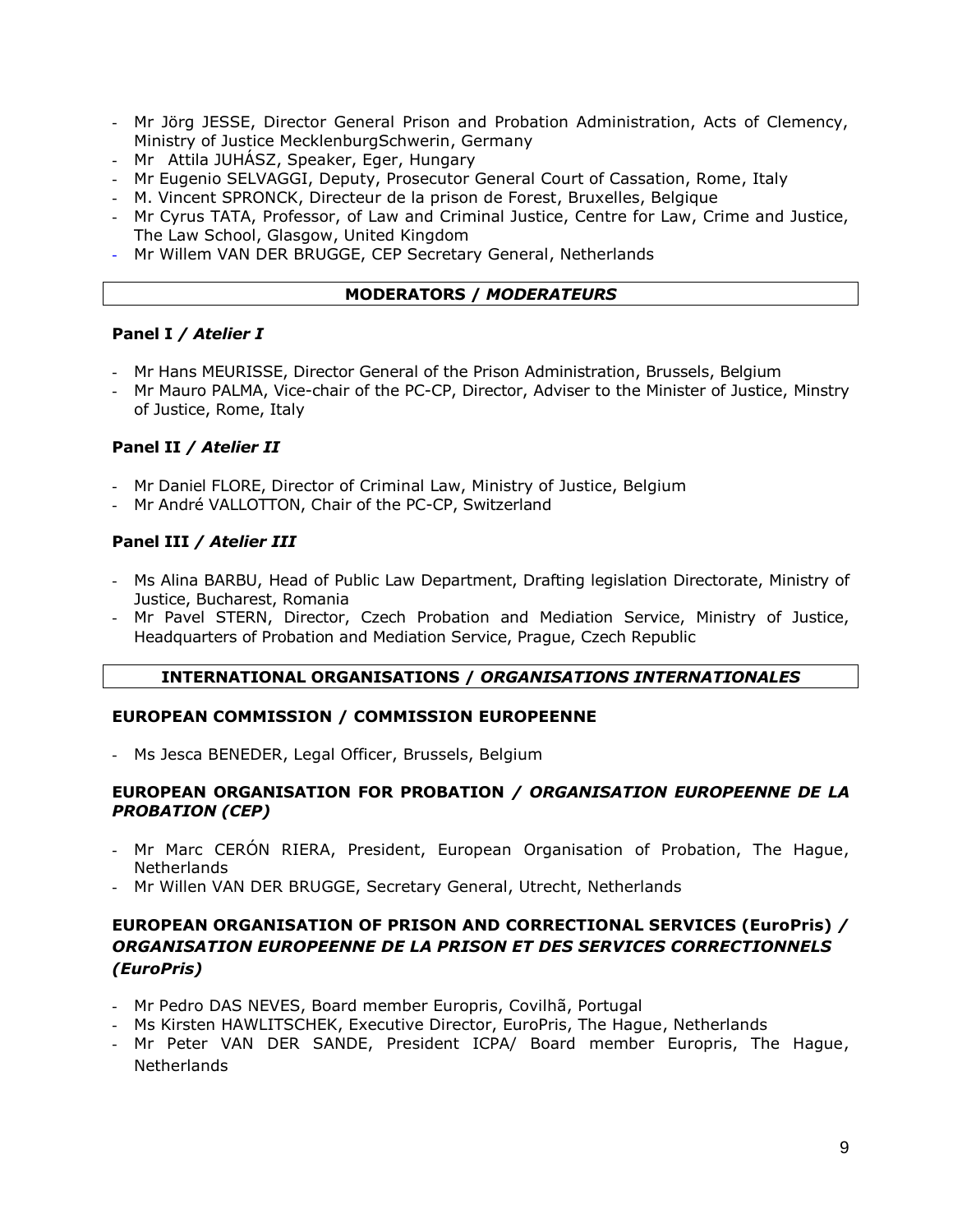- Mr Jörg JESSE, Director General Prison and Probation Administration, Acts of Clemency, Ministry of Justice MecklenburgSchwerin, Germany
- Mr Attila JUHÁSZ, Speaker, Eger, Hungary
- Mr Eugenio SELVAGGI, Deputy, Prosecutor General Court of Cassation, Rome, Italy
- M. Vincent SPRONCK, Directeur de la prison de Forest, Bruxelles, Belgique
- Mr Cyrus TATA, Professor, of Law and Criminal Justice, Centre for Law, Crime and Justice, The Law School, Glasgow, United Kingdom
- Mr Willem VAN DER BRUGGE, CEP Secretary General, Netherlands

## MODERATORS / *MODERATEURS*

### Panel I */ Atelier I*

- Mr Hans MEURISSE, Director General of the Prison Administration, Brussels, Belgium
- Mr Mauro PALMA, Vice-chair of the PC-CP, Director, Adviser to the Minister of Justice, Minstry of Justice, Rome, Italy

### Panel II */ Atelier II*

- Mr Daniel FLORE, Director of Criminal Law, Ministry of Justice, Belgium
- Mr André VALLOTTON, Chair of the PC-CP, Switzerland

### Panel III */ Atelier III*

- Ms Alina BARBU, Head of Public Law Department, Drafting legislation Directorate, Ministry of Justice, Bucharest, Romania
- Mr Pavel STERN, Director, Czech Probation and Mediation Service, Ministry of Justice, Headquarters of Probation and Mediation Service, Prague, Czech Republic

## INTERNATIONAL ORGANISATIONS / *ORGANISATIONS INTERNATIONALES*

### EUROPEAN COMMISSION / COMMISSION EUROPEENNE

- Ms Jesca BENEDER, Legal Officer, Brussels, Belgium

### EUROPEAN ORGANISATION FOR PROBATION */ ORGANISATION EUROPEENNE DE LA PROBATION (CEP)*

- Mr Marc CERÓN RIERA, President, European Organisation of Probation, The Hague, Netherlands
- Mr Willen VAN DER BRUGGE, Secretary General, Utrecht, Netherlands

### EUROPEAN ORGANISATION OF PRISON AND CORRECTIONAL SERVICES (EuroPris) */ ORGANISATION EUROPEENNE DE LA PRISON ET DES SERVICES CORRECTIONNELS (EuroPris)*

- Mr Pedro DAS NEVES, Board member Europris, Covilhã, Portugal
- Ms Kirsten HAWLITSCHEK, Executive Director, EuroPris, The Hague, Netherlands
- Mr Peter VAN DER SANDE, President ICPA/ Board member Europris, The Hague, Netherlands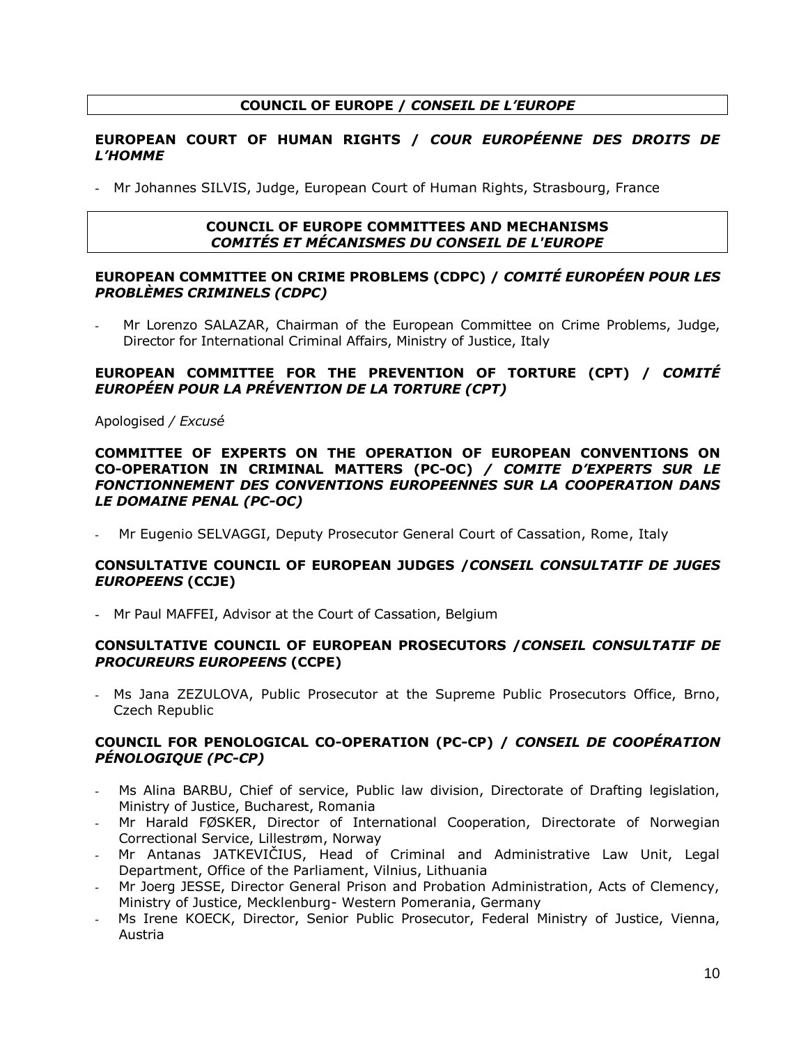## COUNCIL OF EUROPE / *CONSEIL DE L'EUROPE*

### EUROPEAN COURT OF HUMAN RIGHTS / *COUR EUROPÉENNE DES DROITS DE L'HOMME*

- Mr Johannes SILVIS, Judge, European Court of Human Rights, Strasbourg, France

## COUNCIL OF EUROPE COMMITTEES AND MECHANISMS *COMITÉS ET MÉCANISMES DU CONSEIL DE L'EUROPE*

### EUROPEAN COMMITTEE ON CRIME PROBLEMS (CDPC) / *COMITÉ EUROPÉEN POUR LES PROBLÈMES CRIMINELS (CDPC)*

- Mr Lorenzo SALAZAR, Chairman of the European Committee on Crime Problems, Judge, Director for International Criminal Affairs, Ministry of Justice, Italy

### EUROPEAN COMMITTEE FOR THE PREVENTION OF TORTURE (CPT) / *COMITÉ EUROPÉEN POUR LA PRÉVENTION DE LA TORTURE (CPT)*

Apologised / *Excusé*

### COMMITTEE OF EXPERTS ON THE OPERATION OF EUROPEAN CONVENTIONS ON CO-OPERATION IN CRIMINAL MATTERS (PC-OC) / *COMITE D'EXPERTS SUR LE FONCTIONNEMENT DES CONVENTIONS EUROPEENNES SUR LA COOPERATION DANS LE DOMAINE PENAL (PC-OC)*

- Mr Eugenio SELVAGGI, Deputy Prosecutor General Court of Cassation, Rome, Italy

### CONSULTATIVE COUNCIL OF EUROPEAN JUDGES /*CONSEIL CONSULTATIF DE JUGES EUROPEENS* (CCJE)

- Mr Paul MAFFEI, Advisor at the Court of Cassation, Belgium

### CONSULTATIVE COUNCIL OF EUROPEAN PROSECUTORS /*CONSEIL CONSULTATIF DE PROCUREURS EUROPEENS* (CCPE)

- Ms Jana ZEZULOVA, Public Prosecutor at the Supreme Public Prosecutors Office, Brno, Czech Republic

### COUNCIL FOR PENOLOGICAL CO-OPERATION (PC-CP) / *CONSEIL DE COOPÉRATION PÉNOLOGIQUE (PC-CP)*

- Ms Alina BARBU, Chief of service, Public law division, Directorate of Drafting legislation, Ministry of Justice, Bucharest, Romania
- Mr Harald FØSKER, Director of International Cooperation, Directorate of Norwegian Correctional Service, Lillestrøm, Norway
- Mr Antanas JATKEVIČIUS, Head of Criminal and Administrative Law Unit, Legal Department, Office of the Parliament, Vilnius, Lithuania
- Mr Joerg JESSE, Director General Prison and Probation Administration, Acts of Clemency, Ministry of Justice, Mecklenburg- Western Pomerania, Germany
- Ms Irene KOECK, Director, Senior Public Prosecutor, Federal Ministry of Justice, Vienna, Austria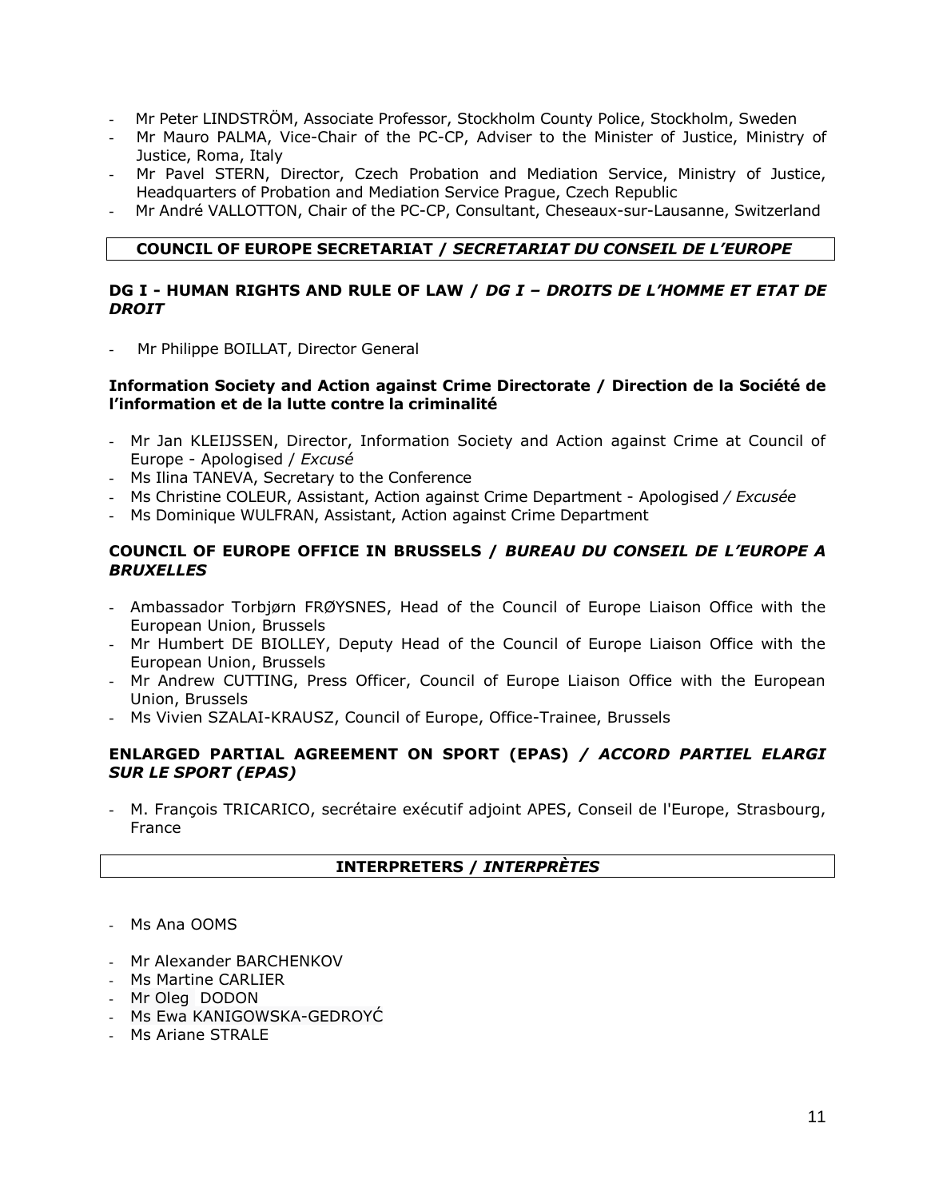- Mr Peter LINDSTRÖM, Associate Professor, Stockholm County Police, Stockholm, Sweden
- Mr Mauro PALMA, Vice-Chair of the PC-CP, Adviser to the Minister of Justice, Ministry of Justice, Roma, Italy
- Mr Pavel STERN, Director, Czech Probation and Mediation Service, Ministry of Justice, Headquarters of Probation and Mediation Service Prague, Czech Republic
- Mr André VALLOTTON, Chair of the PC-CP, Consultant, Cheseaux-sur-Lausanne, Switzerland

## COUNCIL OF EUROPE SECRETARIAT / *SECRETARIAT DU CONSEIL DE L'EUROPE*

### DG I - HUMAN RIGHTS AND RULE OF LAW / *DG I – DROITS DE L'HOMME ET ETAT DE DROIT*

- Mr Philippe BOILLAT, Director General

### Information Society and Action against Crime Directorate / Direction de la Société de l'information et de la lutte contre la criminalité

- Mr Jan KLEIJSSEN, Director, Information Society and Action against Crime at Council of Europe - Apologised / *Excusé*
- Ms Ilina TANEVA, Secretary to the Conference
- Ms Christine COLEUR, Assistant, Action against Crime Department - Apologised */ Excusée*
- Ms Dominique WULFRAN, Assistant, Action against Crime Department

### COUNCIL OF EUROPE OFFICE IN BRUSSELS / *BUREAU DU CONSEIL DE L'EUROPE A BRUXELLES*

- Ambassador Torbjørn FRØYSNES, Head of the Council of Europe Liaison Office with the European Union, Brussels
- Mr Humbert DE BIOLLEY, Deputy Head of the Council of Europe Liaison Office with the European Union, Brussels
- Mr Andrew CUTTING, Press Officer, Council of Europe Liaison Office with the European Union, Brussels
- Ms Vivien SZALAI-KRAUSZ, Council of Europe, Office-Trainee, Brussels

### ENLARGED PARTIAL AGREEMENT ON SPORT (EPAS) */ ACCORD PARTIEL ELARGI SUR LE SPORT (EPAS)*

- M. François TRICARICO, secrétaire exécutif adjoint APES, Conseil de l'Europe, Strasbourg, France

## INTERPRETERS / *INTERPRÈTES*

- Ms Ana OOMS

- Mr Alexander BARCHENKOV
- Ms Martine CARLIER
- Mr Oleg DODON
- Ms Ewa KANIGOWSKA-GEDROYĆ
- Ms Ariane STRALE